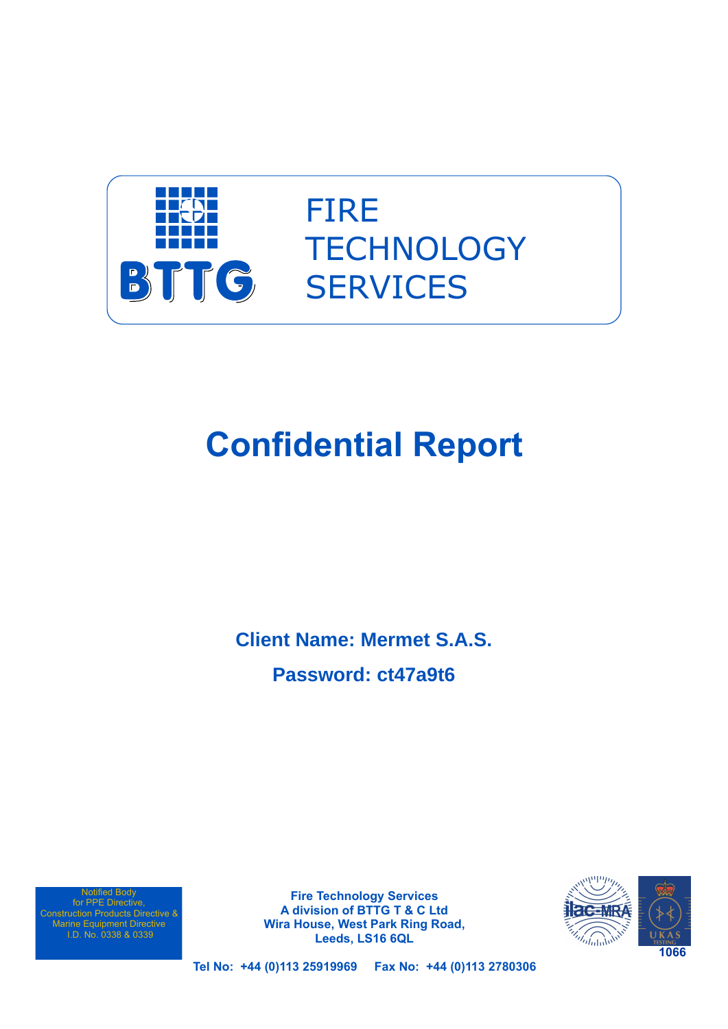BTTG

FIRE
TECHNOLOGY
SERVICES

# Confidential Report

**Client Name: Mermet S.A.S.**

**Password: ct47a9t6**

Notified Body
for PPE Directive,
Construction Products Directive &
Marine Equipment Directive
I.D. No. 0338 & 0339

**Fire Technology Services**
**A division of BTTG T & C Ltd**
**Wira House, West Park Ring Road,**
**Leeds, LS16 6QL**

ilac-MRA

UKAS TESTING
**1066**

**Tel No: +44 (0)113 25919969 Fax No: +44 (0)113 2780306**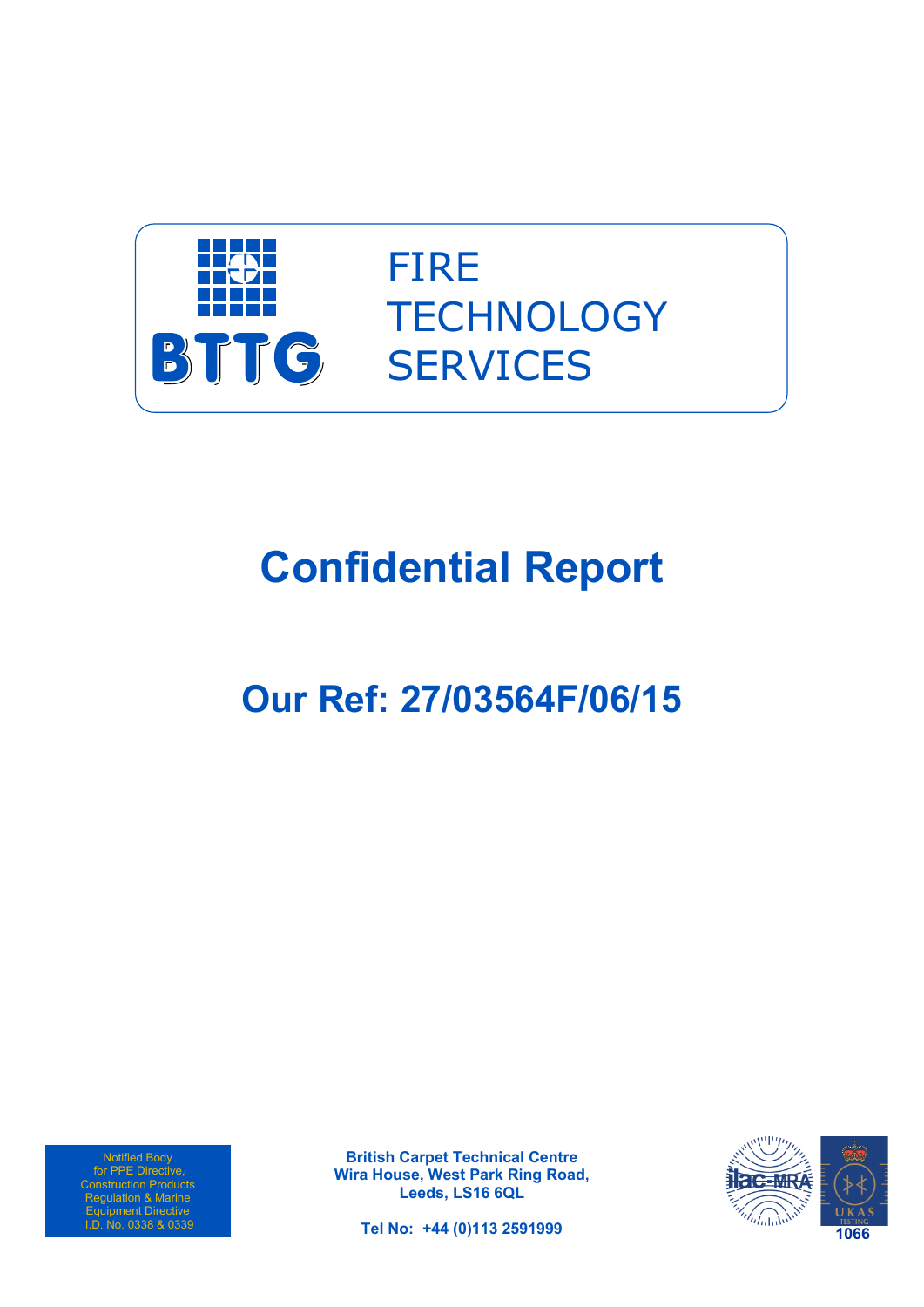BTTG

FIRE
TECHNOLOGY
SERVICES

# Confidential Report

## Our Ref: 27/03564F/06/15

Notified Body
for PPE Directive,
Construction Products
Regulation & Marine
Equipment Directive
I.D. No. 0338 & 0339

**British Carpet Technical Centre**
**Wira House, West Park Ring Road,**
**Leeds, LS16 6QL**

**Tel No: +44 (0)113 2591999**

ilac-MRA

UKAS
TESTING
1066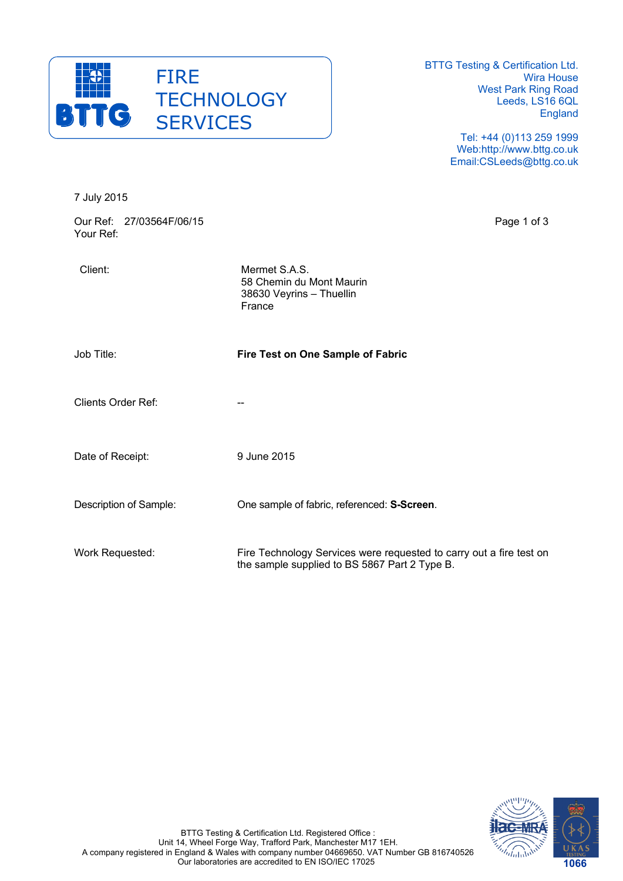FIRE TECHNOLOGY SERVICES

BTTG Testing & Certification Ltd.
Wira House
West Park Ring Road
Leeds, LS16 6QL
England

Tel: +44 (0)113 259 1999
Web:http://www.bttg.co.uk
Email:CSLeeds@bttg.co.uk

7 July 2015

Our Ref: 27/03564F/06/15
Your Ref:

| | |
|---|---|
| Client: | Mermet S.A.S.<br>58 Chemin du Mont Maurin<br>38630 Veyrins – Thuellin<br>France |
| Job Title: | **Fire Test on One Sample of Fabric** |
| Clients Order Ref: | -- |
| Date of Receipt: | 9 June 2015 |
| Description of Sample: | One sample of fabric, referenced: **S-Screen**. |
| Work Requested: | Fire Technology Services were requested to carry out a fire test on the sample supplied to BS 5867 Part 2 Type B. |

BTTG Testing & Certification Ltd. Registered Office :
Unit 14, Wheel Forge Way, Trafford Park, Manchester M17 1EH.
A company registered in England & Wales with company number 04669650. VAT Number GB 816740526
Our laboratories are accredited to EN ISO/IEC 17025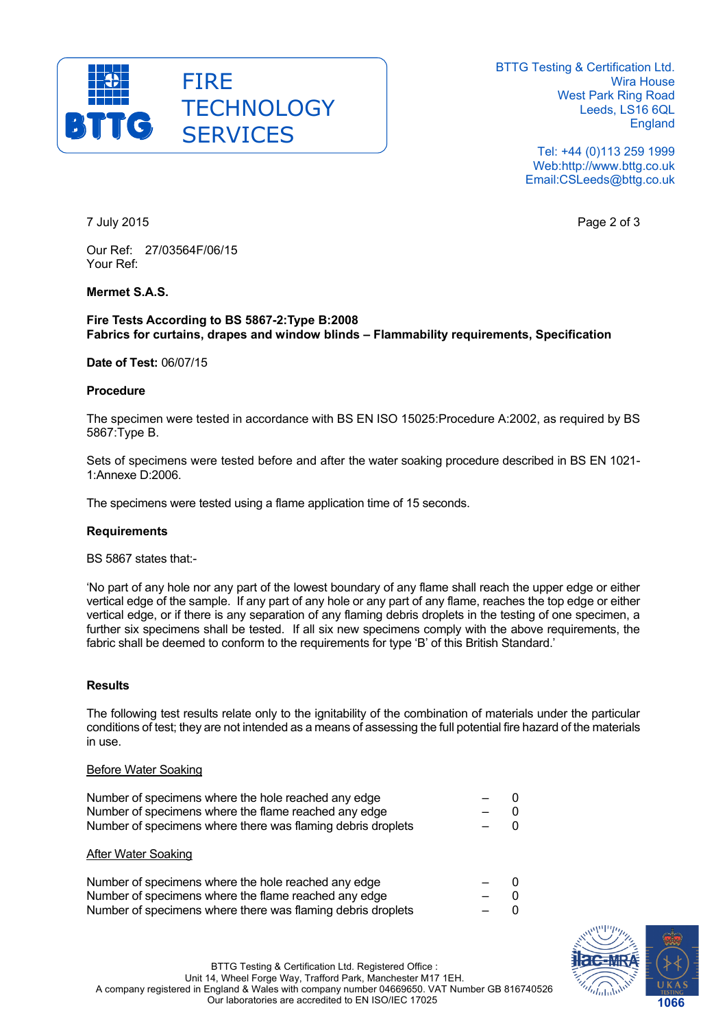BTTG Testing & Certification Ltd.
Wira House
West Park Ring Road
Leeds, LS16 6QL
England

Tel: +44 (0)113 259 1999
Web:http://www.bttg.co.uk
Email:CSLeeds@bttg.co.uk

7 July 2015

Our Ref: 27/03564F/06/15
Your Ref:

**Mermet S.A.S.**

**Fire Tests According to BS 5867-2:Type B:2008**
**Fabrics for curtains, drapes and window blinds – Flammability requirements, Specification**

**Date of Test:** 06/07/15

**Procedure**

The specimen were tested in accordance with BS EN ISO 15025:Procedure A:2002, as required by BS 5867:Type B.

Sets of specimens were tested before and after the water soaking procedure described in BS EN 1021-1:Annexe D:2006.

The specimens were tested using a flame application time of 15 seconds.

**Requirements**

BS 5867 states that:-

'No part of any hole nor any part of the lowest boundary of any flame shall reach the upper edge or either vertical edge of the sample. If any part of any hole or any part of any flame, reaches the top edge or either vertical edge, or if there is any separation of any flaming debris droplets in the testing of one specimen, a further six specimens shall be tested. If all six new specimens comply with the above requirements, the fabric shall be deemed to conform to the requirements for type 'B' of this British Standard.'

**Results**

The following test results relate only to the ignitability of the combination of materials under the particular conditions of test; they are not intended as a means of assessing the full potential fire hazard of the materials in use.

Before Water Soaking

Number of specimens where the hole reached any edge – 0
Number of specimens where the flame reached any edge – 0
Number of specimens where there was flaming debris droplets – 0

After Water Soaking

Number of specimens where the hole reached any edge – 0
Number of specimens where the flame reached any edge – 0
Number of specimens where there was flaming debris droplets – 0

BTTG Testing & Certification Ltd. Registered Office :
Unit 14, Wheel Forge Way, Trafford Park, Manchester M17 1EH.
A company registered in England & Wales with company number 04669650. VAT Number GB 816740526
Our laboratories are accredited to EN ISO/IEC 17025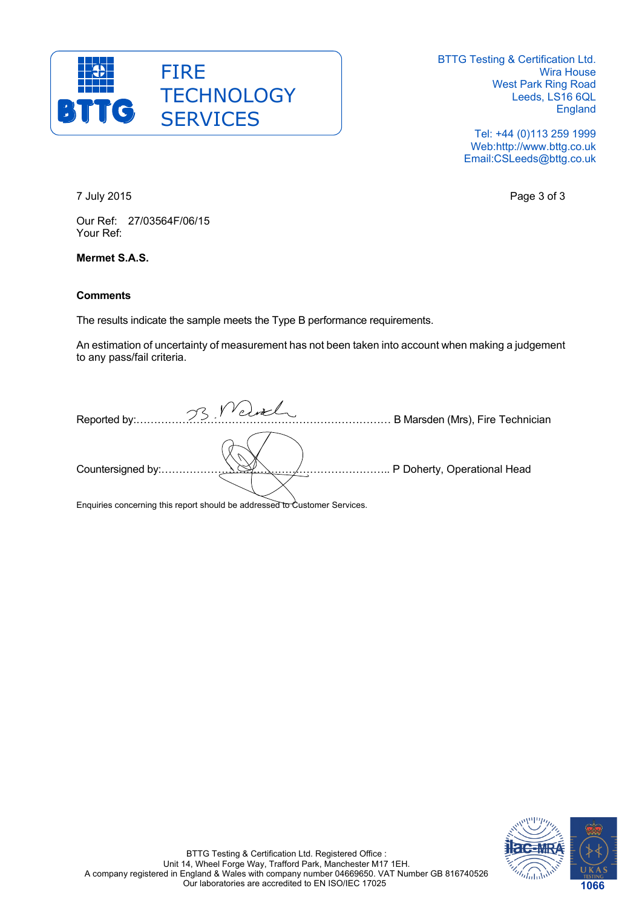FIRE TECHNOLOGY SERVICES

BTTG Testing & Certification Ltd.
Wira House
West Park Ring Road
Leeds, LS16 6QL
England

Tel: +44 (0)113 259 1999
Web:http://www.bttg.co.uk
Email:CSLeeds@bttg.co.uk

7 July 2015

Our Ref: 27/03564F/06/15
Your Ref:

**Mermet S.A.S.**

**Comments**

The results indicate the sample meets the Type B performance requirements.

An estimation of uncertainty of measurement has not been taken into account when making a judgement to any pass/fail criteria.

Reported by:.................................................................. B Marsden (Mrs), Fire Technician

Countersigned by:.............................................................. P Doherty, Operational Head

Enquiries concerning this report should be addressed to Customer Services.

BTTG Testing & Certification Ltd. Registered Office :
Unit 14, Wheel Forge Way, Trafford Park, Manchester M17 1EH.
A company registered in England & Wales with company number 04669650. VAT Number GB 816740526
Our laboratories are accredited to EN ISO/IEC 17025

ilac-MRA UKAS TESTING 1066